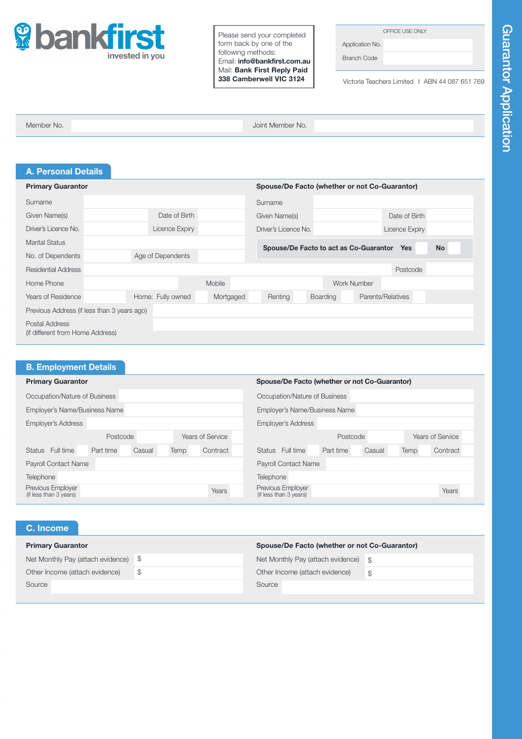**bankfirst** invested in you

Please send your completed form back by one of the following methods:
Email: **info@bankfirst.com.au**
Mail: **Bank First Reply Paid 338 Camberwell VIC 3124**

| OFFICE USE ONLY | |
|---|---|
| Application No. | |
| Branch Code | |

Victoria Teachers Limited | ABN 44 087 651 769

# Guarantor Application

| Member No. | | Joint Member No. | |
|---|---|---|---|

## A. Personal Details

**Primary Guarantor**

| | | | |
|---|---|---|---|
| Surname | | | |
| Given Name(s) | | Date of Birth | |
| Driver's Licence No. | | Licence Expiry | |
| Marital Status | | | |
| No. of Dependents | | Age of Dependents | |

**Spouse/De Facto (whether or not Co-Guarantor)**

| | | | |
|---|---|---|---|
| Surname | | | |
| Given Name(s) | | Date of Birth | |
| Driver's Licence No. | | Licence Expiry | |

**Spouse/De Facto to act as Co-Guarantor** **Yes** ☐ **No** ☐

Residential Address ____________ Postcode ____

Home Phone ____ Mobile ____ Work Number ____

Years of Residence ____ Home: Fully owned ☐ Mortgaged ☐ Renting ☐ Boarding ☐ Parents/Relatives ☐

Previous Address (if less than 3 years ago) ____________

Postal Address (if different from Home Address) ____________

## B. Employment Details

**Primary Guarantor**

Occupation/Nature of Business ____________

Employer's Name/Business Name ____________

Employer's Address ____________

Postcode ____ Years of Service ____

Status Full time ☐ Part time ☐ Casual ☐ Temp ☐ Contract ☐

Payroll Contact Name ____________

Telephone ____________

Previous Employer (if less than 3 years) ____________ Years ____

**Spouse/De Facto (whether or not Co-Guarantor)**

Occupation/Nature of Business ____________

Employer's Name/Business Name ____________

Employer's Address ____________

Postcode ____ Years of Service ____

Status Full time ☐ Part time ☐ Casual ☐ Temp ☐ Contract ☐

Payroll Contact Name ____________

Telephone ____________

Previous Employer (if less than 3 years) ____________ Years ____

## C. Income

**Primary Guarantor**

Net Monthly Pay (attach evidence) $ ____________

Other Income (attach evidence) $ ____________

Source ____________

**Spouse/De Facto (whether or not Co-Guarantor)**

Net Monthly Pay (attach evidence) $ ____________

Other Income (attach evidence) $ ____________

Source ____________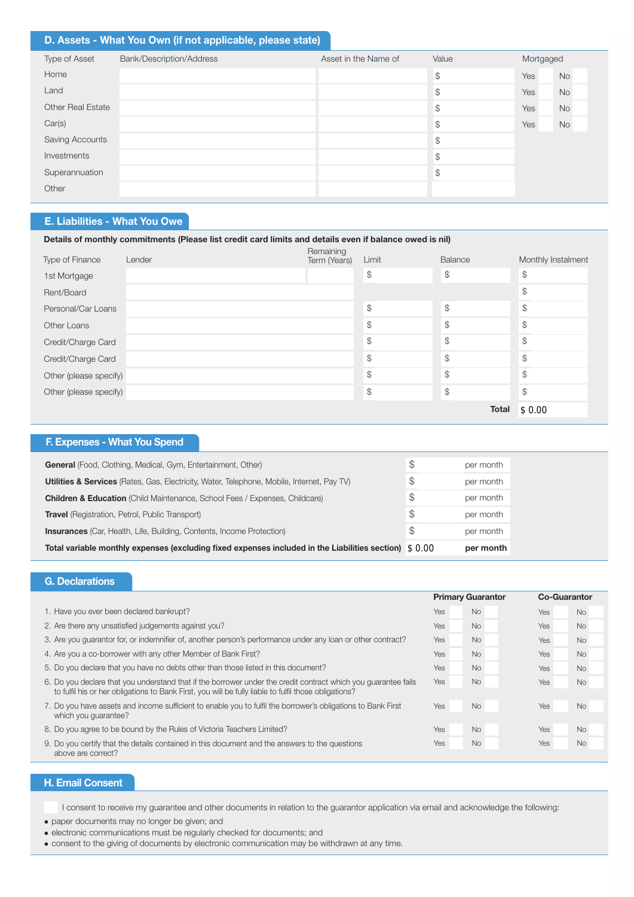## D. Assets - What You Own (if not applicable, please state)

| Type of Asset | Bank/Description/Address | Asset in the Name of | Value | Mortgaged |
|---|---|---|---|---|
| Home | | | $ | Yes No |
| Land | | | $ | Yes No |
| Other Real Estate | | | $ | Yes No |
| Car(s) | | | $ | Yes No |
| Saving Accounts | | | $ | |
| Investments | | | $ | |
| Superannuation | | | $ | |
| Other | | | | |

## E. Liabilities - What You Owe

**Details of monthly commitments (Please list credit card limits and details even if balance owed is nil)**

| Type of Finance | Lender | Remaining Term (Years) | Limit | Balance | Monthly Instalment |
|---|---|---|---|---|---|
| 1st Mortgage | | | $ | $ | $ |
| Rent/Board | | | | | $ |
| Personal/Car Loans | | | $ | $ | $ |
| Other Loans | | | $ | $ | $ |
| Credit/Charge Card | | | $ | $ | $ |
| Credit/Charge Card | | | $ | $ | $ |
| Other (please specify) | | | $ | $ | $ |
| Other (please specify) | | | $ | $ | $ |
| | | | | **Total** | $ 0.00 |

## F. Expenses - What You Spend

| | | |
|---|---|---|
| **General** (Food, Clothing, Medical, Gym, Entertainment, Other) | $ | per month |
| **Utilities & Services** (Rates, Gas, Electricity, Water, Telephone, Mobile, Internet, Pay TV) | $ | per month |
| **Children & Education** (Child Maintenance, School Fees / Expenses, Childcare) | $ | per month |
| **Travel** (Registration, Petrol, Public Transport) | $ | per month |
| **Insurances** (Car, Health, Life, Building, Contents, Income Protection) | $ | per month |
| **Total variable monthly expenses (excluding fixed expenses included in the Liabilities section)** | $ 0.00 | **per month** |

## G. Declarations

| | Primary Guarantor | Co-Guarantor |
|---|---|---|
| 1. Have you ever been declared bankrupt? | Yes No | Yes No |
| 2. Are there any unsatisfied judgements against you? | Yes No | Yes No |
| 3. Are you guarantor for, or indemnifier of, another person's performance under any loan or other contract? | Yes No | Yes No |
| 4. Are you a co-borrower with any other Member of Bank First? | Yes No | Yes No |
| 5. Do you declare that you have no debts other than those listed in this document? | Yes No | Yes No |
| 6. Do you declare that you understand that if the borrower under the credit contract which you guarantee fails to fulfil his or her obligations to Bank First, you will be fully liable to fulfil those obligations? | Yes No | Yes No |
| 7. Do you have assets and income sufficient to enable you to fulfil the borrower's obligations to Bank First which you guarantee? | Yes No | Yes No |
| 8. Do you agree to be bound by the Rules of Victoria Teachers Limited? | Yes No | Yes No |
| 9. Do you certify that the details contained in this document and the answers to the questions above are correct? | Yes No | Yes No |

## H. Email Consent

☐ I consent to receive my guarantee and other documents in relation to the guarantor application via email and acknowledge the following:

- paper documents may no longer be given; and
- electronic communications must be regularly checked for documents; and
- consent to the giving of documents by electronic communication may be withdrawn at any time.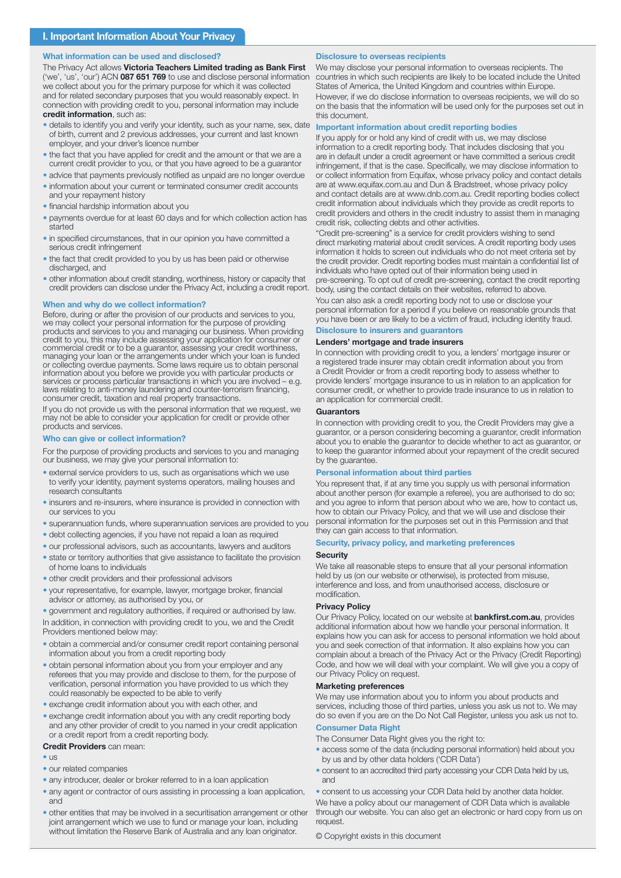## I. Important Information About Your Privacy

### What information can be used and disclosed?

The Privacy Act allows **Victoria Teachers Limited trading as Bank First** ('we', 'us', 'our') ACN **087 651 769** to use and disclose personal information we collect about you for the primary purpose for which it was collected and for related secondary purposes that you would reasonably expect. In connection with providing credit to you, personal information may include **credit information**, such as:

- details to identify you and verify your identity, such as your name, sex, date of birth, current and 2 previous addresses, your current and last known employer, and your driver's licence number
- the fact that you have applied for credit and the amount or that we are a current credit provider to you, or that you have agreed to be a guarantor
- advice that payments previously notified as unpaid are no longer overdue
- information about your current or terminated consumer credit accounts and your repayment history
- financial hardship information about you
- payments overdue for at least 60 days and for which collection action has started
- in specified circumstances, that in our opinion you have committed a serious credit infringement
- the fact that credit provided to you by us has been paid or otherwise discharged, and
- other information about credit standing, worthiness, history or capacity that credit providers can disclose under the Privacy Act, including a credit report.

### When and why do we collect information?

Before, during or after the provision of our products and services to you, we may collect your personal information for the purpose of providing products and services to you and managing our business. When providing credit to you, this may include assessing your application for consumer or commercial credit or to be a guarantor, assessing your credit worthiness, managing your loan or the arrangements under which your loan is funded or collecting overdue payments. Some laws require us to obtain personal information about you before we provide you with particular products or services or process particular transactions in which you are involved – e.g. laws relating to anti-money laundering and counter-terrorism financing, consumer credit, taxation and real property transactions.

If you do not provide us with the personal information that we request, we may not be able to consider your application for credit or provide other products and services.

### Who can give or collect information?

For the purpose of providing products and services to you and managing our business, we may give your personal information to:

- external service providers to us, such as organisations which we use to verify your identity, payment systems operators, mailing houses and research consultants
- insurers and re-insurers, where insurance is provided in connection with our services to you
- superannuation funds, where superannuation services are provided to you
- debt collecting agencies, if you have not repaid a loan as required
- our professional advisors, such as accountants, lawyers and auditors
- state or territory authorities that give assistance to facilitate the provision of home loans to individuals
- other credit providers and their professional advisors
- your representative, for example, lawyer, mortgage broker, financial advisor or attorney, as authorised by you, or
- government and regulatory authorities, if required or authorised by law.

In addition, in connection with providing credit to you, we and the Credit Providers mentioned below may:

- obtain a commercial and/or consumer credit report containing personal information about you from a credit reporting body
- obtain personal information about you from your employer and any referees that you may provide and disclose to them, for the purpose of verification, personal information you have provided to us which they could reasonably be expected to be able to verify
- exchange credit information about you with each other, and
- exchange credit information about you with any credit reporting body and any other provider of credit to you named in your credit application or a credit report from a credit reporting body.

**Credit Providers** can mean:

- us
- our related companies
- any introducer, dealer or broker referred to in a loan application
- any agent or contractor of ours assisting in processing a loan application, and
- other entities that may be involved in a securitisation arrangement or other joint arrangement which we use to fund or manage your loan, including without limitation the Reserve Bank of Australia and any loan originator.

### Disclosure to overseas recipients

We may disclose your personal information to overseas recipients. The countries in which such recipients are likely to be located include the United States of America, the United Kingdom and countries within Europe. However, if we do disclose information to overseas recipients, we will do so on the basis that the information will be used only for the purposes set out in this document.

### Important information about credit reporting bodies

If you apply for or hold any kind of credit with us, we may disclose information to a credit reporting body. That includes disclosing that you are in default under a credit agreement or have committed a serious credit infringement, if that is the case. Specifically, we may disclose information to or collect information from Equifax, whose privacy policy and contact details are at www.equifax.com.au and Dun & Bradstreet, whose privacy policy and contact details are at www.dnb.com.au. Credit reporting bodies collect credit information about individuals which they provide as credit reports to credit providers and others in the credit industry to assist them in managing credit risk, collecting debts and other activities.

"Credit pre-screening" is a service for credit providers wishing to send direct marketing material about credit services. A credit reporting body uses information it holds to screen out individuals who do not meet criteria set by the credit provider. Credit reporting bodies must maintain a confidential list of individuals who have opted out of their information being used in pre-screening. To opt out of credit pre-screening, contact the credit reporting body, using the contact details on their websites, referred to above.

You can also ask a credit reporting body not to use or disclose your personal information for a period if you believe on reasonable grounds that you have been or are likely to be a victim of fraud, including identity fraud.

### Disclosure to insurers and guarantors

#### Lenders' mortgage and trade insurers

In connection with providing credit to you, a lenders' mortgage insurer or a registered trade insurer may obtain credit information about you from a Credit Provider or from a credit reporting body to assess whether to provide lenders' mortgage insurance to us in relation to an application for consumer credit, or whether to provide trade insurance to us in relation to an application for commercial credit.

#### Guarantors

In connection with providing credit to you, the Credit Providers may give a guarantor, or a person considering becoming a guarantor, credit information about you to enable the guarantor to decide whether to act as guarantor, or to keep the guarantor informed about your repayment of the credit secured by the guarantee.

### Personal information about third parties

You represent that, if at any time you supply us with personal information about another person (for example a referee), you are authorised to do so; and you agree to inform that person about who we are, how to contact us, how to obtain our Privacy Policy, and that we will use and disclose their personal information for the purposes set out in this Permission and that they can gain access to that information.

### Security, privacy policy, and marketing preferences

#### Security

We take all reasonable steps to ensure that all your personal information held by us (on our website or otherwise), is protected from misuse, interference and loss, and from unauthorised access, disclosure or modification.

#### Privacy Policy

Our Privacy Policy, located on our website at **bankfirst.com.au**, provides additional information about how we handle your personal information. It explains how you can ask for access to personal information we hold about you and seek correction of that information. It also explains how you can complain about a breach of the Privacy Act or the Privacy (Credit Reporting) Code, and how we will deal with your complaint. We will give you a copy of our Privacy Policy on request.

#### Marketing preferences

We may use information about you to inform you about products and services, including those of third parties, unless you ask us not to. We may do so even if you are on the Do Not Call Register, unless you ask us not to.

### Consumer Data Right

The Consumer Data Right gives you the right to:

- access some of the data (including personal information) held about you by us and by other data holders ('CDR Data')
- consent to an accredited third party accessing your CDR Data held by us, and
- consent to us accessing your CDR Data held by another data holder.

We have a policy about our management of CDR Data which is available through our website. You can also get an electronic or hard copy from us on request.

© Copyright exists in this document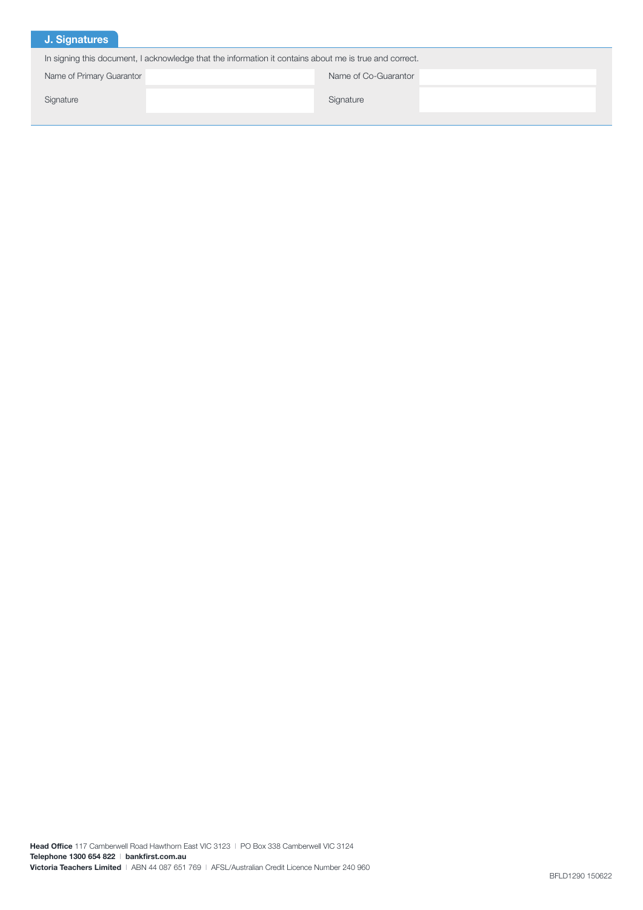## J. Signatures

In signing this document, I acknowledge that the information it contains about me is true and correct.

| | | | |
|---|---|---|---|
| Name of Primary Guarantor | | Name of Co-Guarantor | |
| Signature | | Signature | |

**Head Office** 117 Camberwell Road Hawthorn East VIC 3123 | PO Box 338 Camberwell VIC 3124
**Telephone 1300 654 822** | **bankfirst.com.au**
**Victoria Teachers Limited** | ABN 44 087 651 769 | AFSL/Australian Credit Licence Number 240 960

BFLD1290 150622